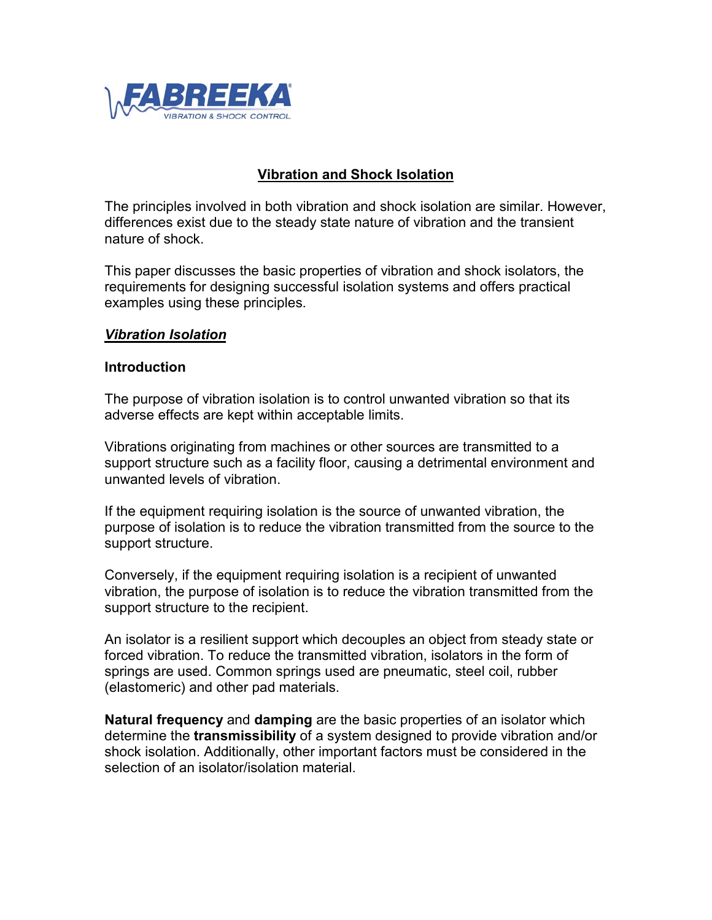FABREKA

VIBRATION & SHOCK CONTROL

# Vibration and Shock Isolation

The principles involved in both vibration and shock isolation are similar. However, differences exist due to the steady state nature of vibration and the transient nature of shock.

This paper discusses the basic properties of vibration and shock isolators, the requirements for designing successful isolation systems and offers practical examples using these principles.

## *Vibration Isolation*

### Introduction

The purpose of vibration isolation is to control unwanted vibration so that its adverse effects are kept within acceptable limits.

Vibrations originating from machines or other sources are transmitted to a support structure such as a facility floor, causing a detrimental environment and unwanted levels of vibration.

If the equipment requiring isolation is the source of unwanted vibration, the purpose of isolation is to reduce the vibration transmitted from the source to the support structure.

Conversely, if the equipment requiring isolation is a recipient of unwanted vibration, the purpose of isolation is to reduce the vibration transmitted from the support structure to the recipient.

An isolator is a resilient support which decouples an object from steady state or forced vibration. To reduce the transmitted vibration, isolators in the form of springs are used. Common springs used are pneumatic, steel coil, rubber (elastomeric) and other pad materials.

**Natural frequency** and **damping** are the basic properties of an isolator which determine the **transmissibility** of a system designed to provide vibration and/or shock isolation. Additionally, other important factors must be considered in the selection of an isolator/isolation material.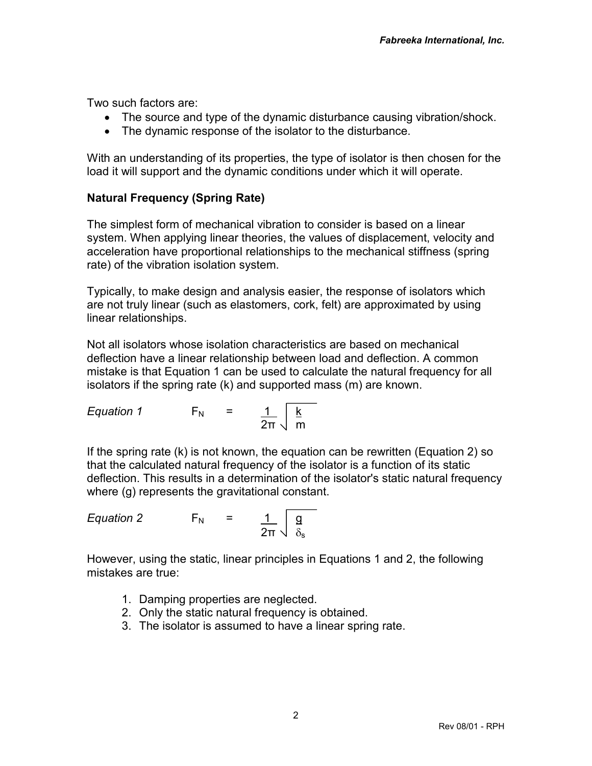Two such factors are:

- The source and type of the dynamic disturbance causing vibration/shock.
- The dynamic response of the isolator to the disturbance.

With an understanding of its properties, the type of isolator is then chosen for the load it will support and the dynamic conditions under which it will operate.

**Natural Frequency (Spring Rate)**

The simplest form of mechanical vibration to consider is based on a linear system. When applying linear theories, the values of displacement, velocity and acceleration have proportional relationships to the mechanical stiffness (spring rate) of the vibration isolation system.

Typically, to make design and analysis easier, the response of isolators which are not truly linear (such as elastomers, cork, felt) are approximated by using linear relationships.

Not all isolators whose isolation characteristics are based on mechanical deflection have a linear relationship between load and deflection. A common mistake is that Equation 1 can be used to calculate the natural frequency for all isolators if the spring rate (k) and supported mass (m) are known.

*Equation 1*

$$F_N = \frac{1}{2\pi}\sqrt{\frac{k}{m}}$$

If the spring rate (k) is not known, the equation can be rewritten (Equation 2) so that the calculated natural frequency of the isolator is a function of its static deflection. This results in a determination of the isolator's static natural frequency where (g) represents the gravitational constant.

*Equation 2*

$$F_N = \frac{1}{2\pi}\sqrt{\frac{g}{\delta_s}}$$

However, using the static, linear principles in Equations 1 and 2, the following mistakes are true:

1. Damping properties are neglected.
2. Only the static natural frequency is obtained.
3. The isolator is assumed to have a linear spring rate.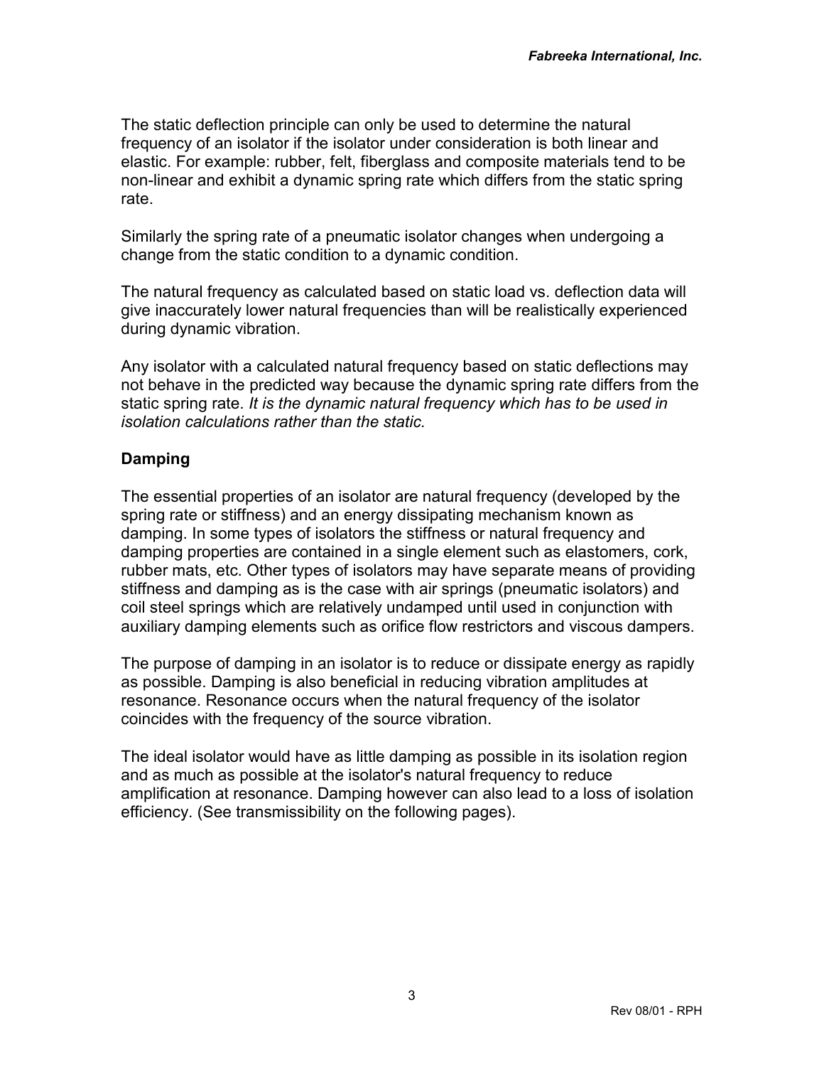The static deflection principle can only be used to determine the natural frequency of an isolator if the isolator under consideration is both linear and elastic. For example: rubber, felt, fiberglass and composite materials tend to be non-linear and exhibit a dynamic spring rate which differs from the static spring rate.

Similarly the spring rate of a pneumatic isolator changes when undergoing a change from the static condition to a dynamic condition.

The natural frequency as calculated based on static load vs. deflection data will give inaccurately lower natural frequencies than will be realistically experienced during dynamic vibration.

Any isolator with a calculated natural frequency based on static deflections may not behave in the predicted way because the dynamic spring rate differs from the static spring rate. *It is the dynamic natural frequency which has to be used in isolation calculations rather than the static.*

## Damping

The essential properties of an isolator are natural frequency (developed by the spring rate or stiffness) and an energy dissipating mechanism known as damping. In some types of isolators the stiffness or natural frequency and damping properties are contained in a single element such as elastomers, cork, rubber mats, etc. Other types of isolators may have separate means of providing stiffness and damping as is the case with air springs (pneumatic isolators) and coil steel springs which are relatively undamped until used in conjunction with auxiliary damping elements such as orifice flow restrictors and viscous dampers.

The purpose of damping in an isolator is to reduce or dissipate energy as rapidly as possible. Damping is also beneficial in reducing vibration amplitudes at resonance. Resonance occurs when the natural frequency of the isolator coincides with the frequency of the source vibration.

The ideal isolator would have as little damping as possible in its isolation region and as much as possible at the isolator's natural frequency to reduce amplification at resonance. Damping however can also lead to a loss of isolation efficiency. (See transmissibility on the following pages).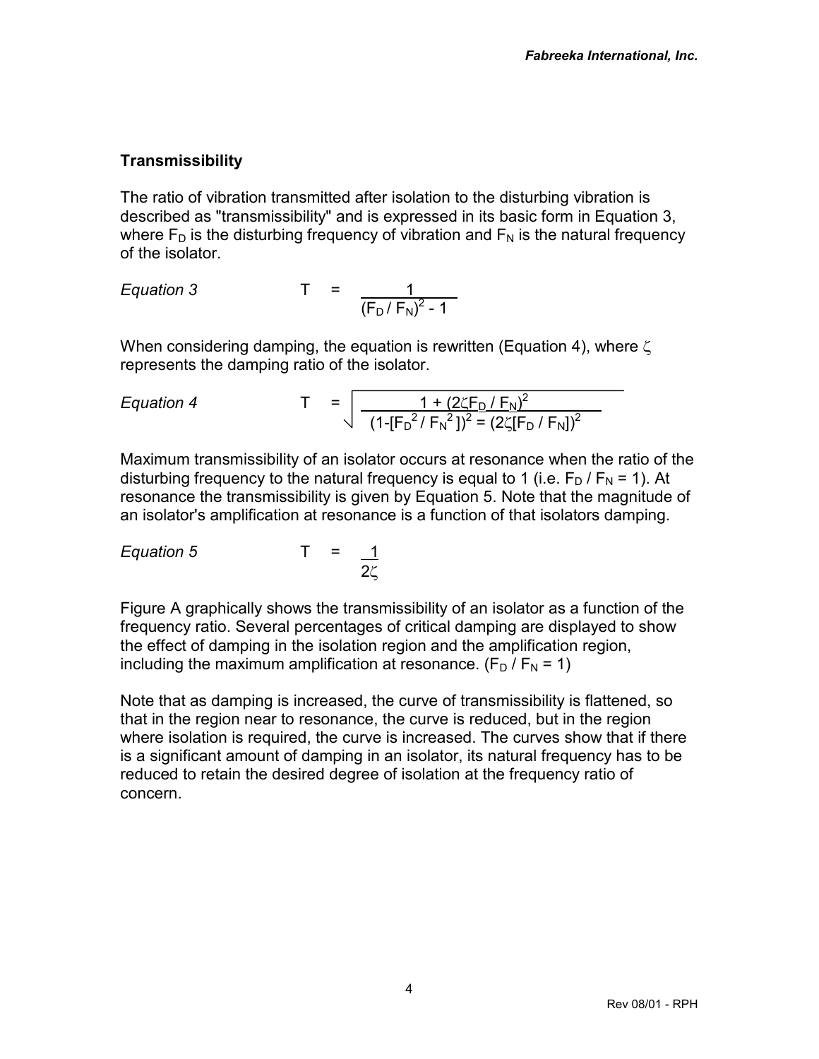## Transmissibility

The ratio of vibration transmitted after isolation to the disturbing vibration is described as "transmissibility" and is expressed in its basic form in Equation 3, where $F_D$ is the disturbing frequency of vibration and $F_N$ is the natural frequency of the isolator.

*Equation 3*

$$T = \frac{1}{(F_D / F_N)^2 - 1}$$

When considering damping, the equation is rewritten (Equation 4), where $\zeta$ represents the damping ratio of the isolator.

*Equation 4*

$$T = \sqrt{\frac{1 + (2\zeta F_D / F_N)^2}{(1-[F_D^2 / F_N^2])^2 = (2\zeta[F_D / F_N])^2}}$$

Maximum transmissibility of an isolator occurs at resonance when the ratio of the disturbing frequency to the natural frequency is equal to 1 (i.e. $F_D / F_N = 1$). At resonance the transmissibility is given by Equation 5. Note that the magnitude of an isolator's amplification at resonance is a function of that isolators damping.

*Equation 5*

$$T = \frac{1}{2\zeta}$$

Figure A graphically shows the transmissibility of an isolator as a function of the frequency ratio. Several percentages of critical damping are displayed to show the effect of damping in the isolation region and the amplification region, including the maximum amplification at resonance. ($F_D / F_N = 1$)

Note that as damping is increased, the curve of transmissibility is flattened, so that in the region near to resonance, the curve is reduced, but in the region where isolation is required, the curve is increased. The curves show that if there is a significant amount of damping in an isolator, its natural frequency has to be reduced to retain the desired degree of isolation at the frequency ratio of concern.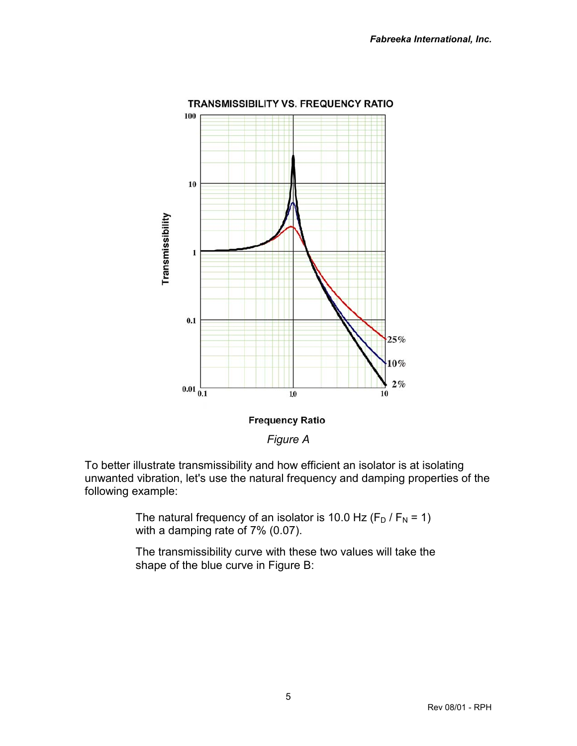*Figure A*

To better illustrate transmissibility and how efficient an isolator is at isolating unwanted vibration, let's use the natural frequency and damping properties of the following example:

> The natural frequency of an isolator is 10.0 Hz ($F_D$ / $F_N$ = 1) with a damping rate of 7% (0.07).
>
> The transmissibility curve with these two values will take the shape of the blue curve in Figure B: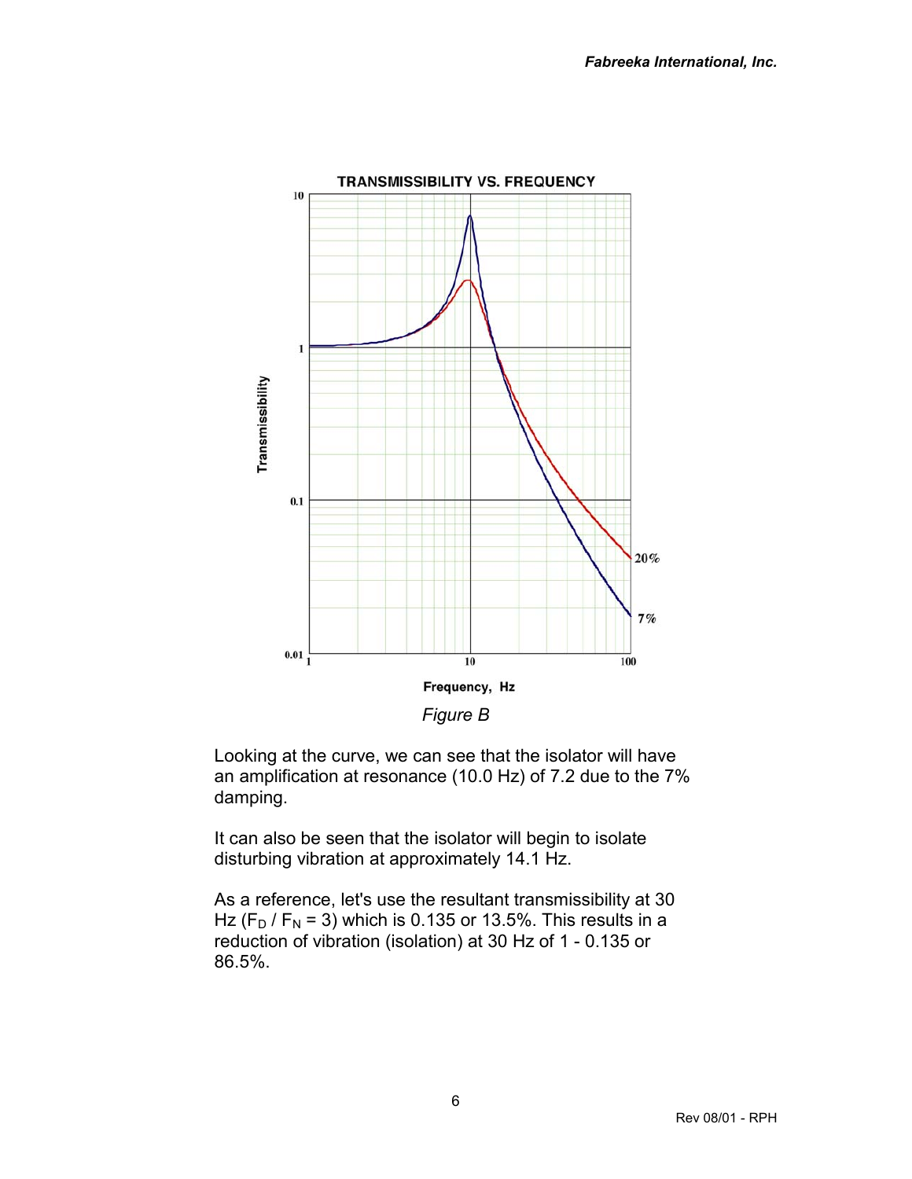Figure B

Looking at the curve, we can see that the isolator will have an amplification at resonance (10.0 Hz) of 7.2 due to the 7% damping.

It can also be seen that the isolator will begin to isolate disturbing vibration at approximately 14.1 Hz.

As a reference, let's use the resultant transmissibility at 30 Hz ($F_D$ / $F_N$ = 3) which is 0.135 or 13.5%. This results in a reduction of vibration (isolation) at 30 Hz of 1 - 0.135 or 86.5%.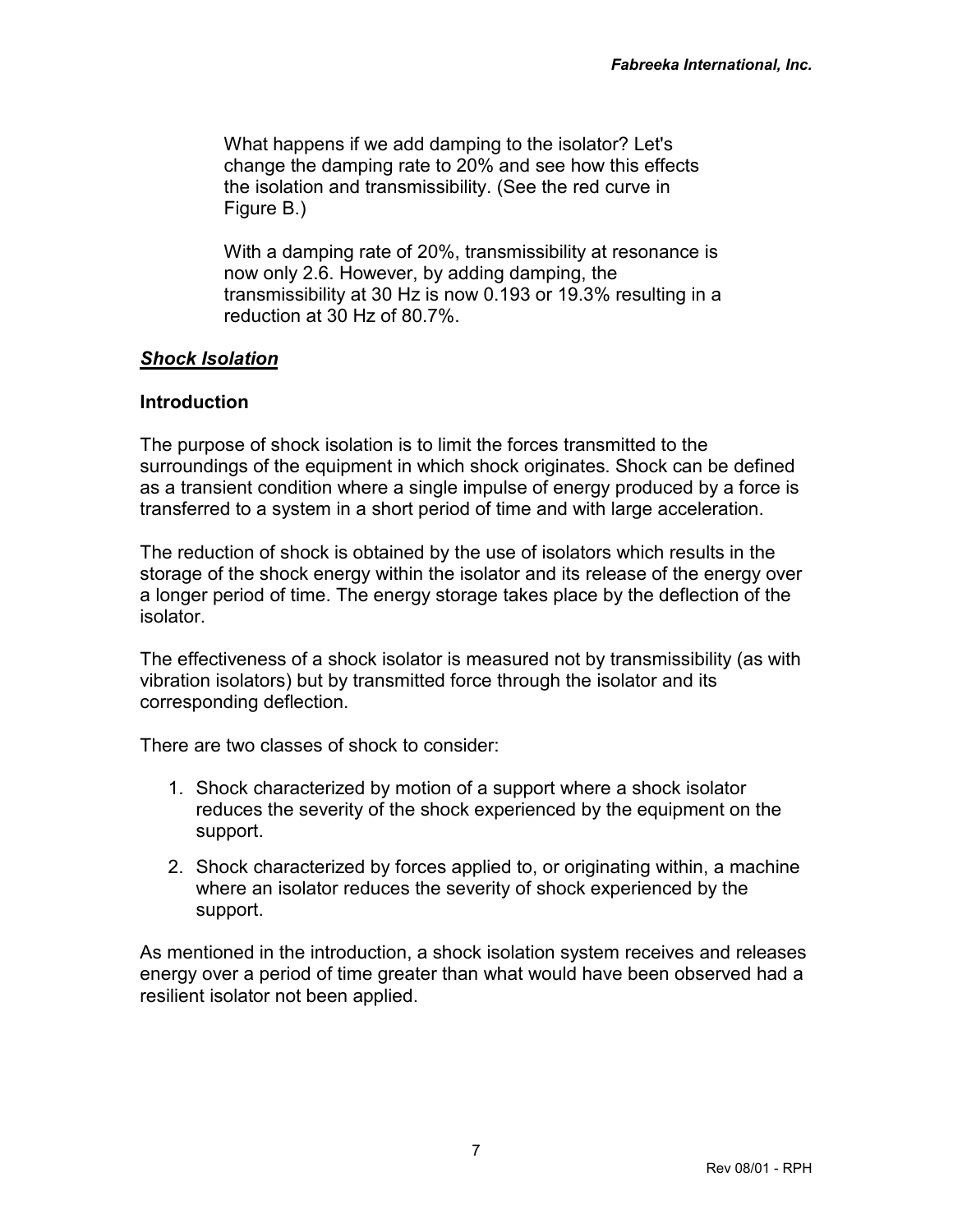What happens if we add damping to the isolator? Let's change the damping rate to 20% and see how this effects the isolation and transmissibility. (See the red curve in Figure B.)

With a damping rate of 20%, transmissibility at resonance is now only 2.6. However, by adding damping, the transmissibility at 30 Hz is now 0.193 or 19.3% resulting in a reduction at 30 Hz of 80.7%.

## ***Shock Isolation***

### **Introduction**

The purpose of shock isolation is to limit the forces transmitted to the surroundings of the equipment in which shock originates. Shock can be defined as a transient condition where a single impulse of energy produced by a force is transferred to a system in a short period of time and with large acceleration.

The reduction of shock is obtained by the use of isolators which results in the storage of the shock energy within the isolator and its release of the energy over a longer period of time. The energy storage takes place by the deflection of the isolator.

The effectiveness of a shock isolator is measured not by transmissibility (as with vibration isolators) but by transmitted force through the isolator and its corresponding deflection.

There are two classes of shock to consider:

1. Shock characterized by motion of a support where a shock isolator reduces the severity of the shock experienced by the equipment on the support.
2. Shock characterized by forces applied to, or originating within, a machine where an isolator reduces the severity of shock experienced by the support.

As mentioned in the introduction, a shock isolation system receives and releases energy over a period of time greater than what would have been observed had a resilient isolator not been applied.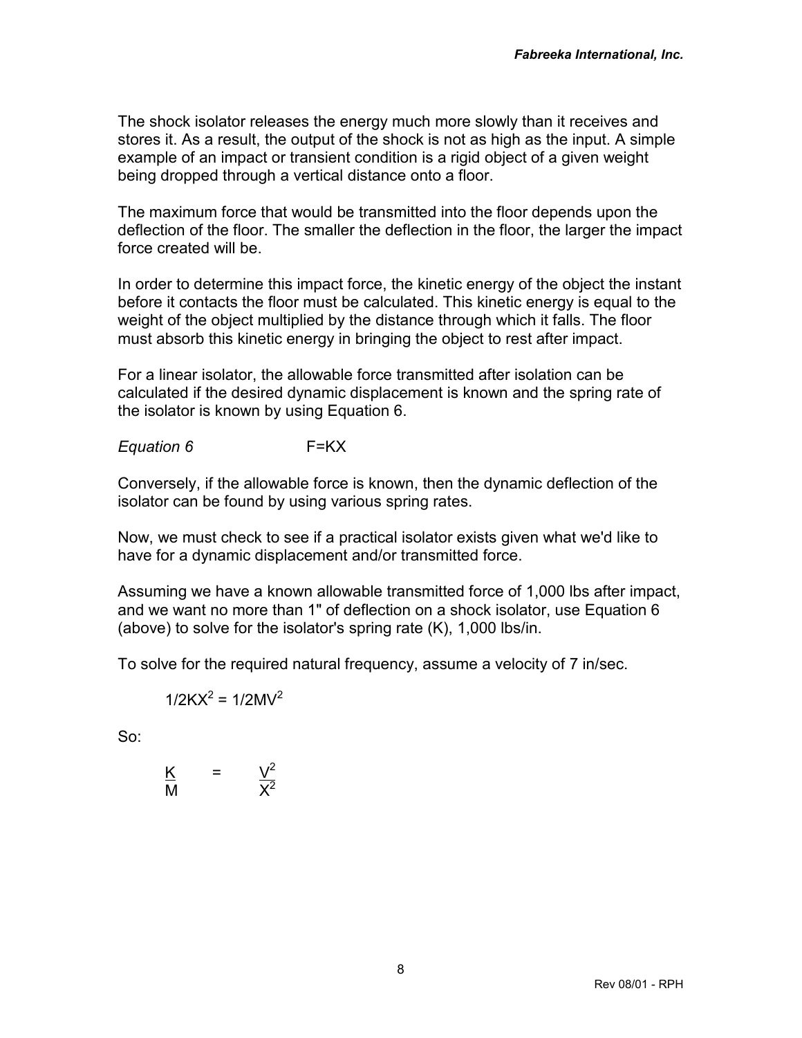The shock isolator releases the energy much more slowly than it receives and stores it. As a result, the output of the shock is not as high as the input. A simple example of an impact or transient condition is a rigid object of a given weight being dropped through a vertical distance onto a floor.

The maximum force that would be transmitted into the floor depends upon the deflection of the floor. The smaller the deflection in the floor, the larger the impact force created will be.

In order to determine this impact force, the kinetic energy of the object the instant before it contacts the floor must be calculated. This kinetic energy is equal to the weight of the object multiplied by the distance through which it falls. The floor must absorb this kinetic energy in bringing the object to rest after impact.

For a linear isolator, the allowable force transmitted after isolation can be calculated if the desired dynamic displacement is known and the spring rate of the isolator is known by using Equation 6.

*Equation 6* $F=KX$

Conversely, if the allowable force is known, then the dynamic deflection of the isolator can be found by using various spring rates.

Now, we must check to see if a practical isolator exists given what we'd like to have for a dynamic displacement and/or transmitted force.

Assuming we have a known allowable transmitted force of 1,000 lbs after impact, and we want no more than 1" of deflection on a shock isolator, use Equation 6 (above) to solve for the isolator's spring rate (K), 1,000 lbs/in.

To solve for the required natural frequency, assume a velocity of 7 in/sec.

$$1/2KX^2 = 1/2MV^2$$

So:

$$\frac{K}{M} = \frac{V^2}{X^2}$$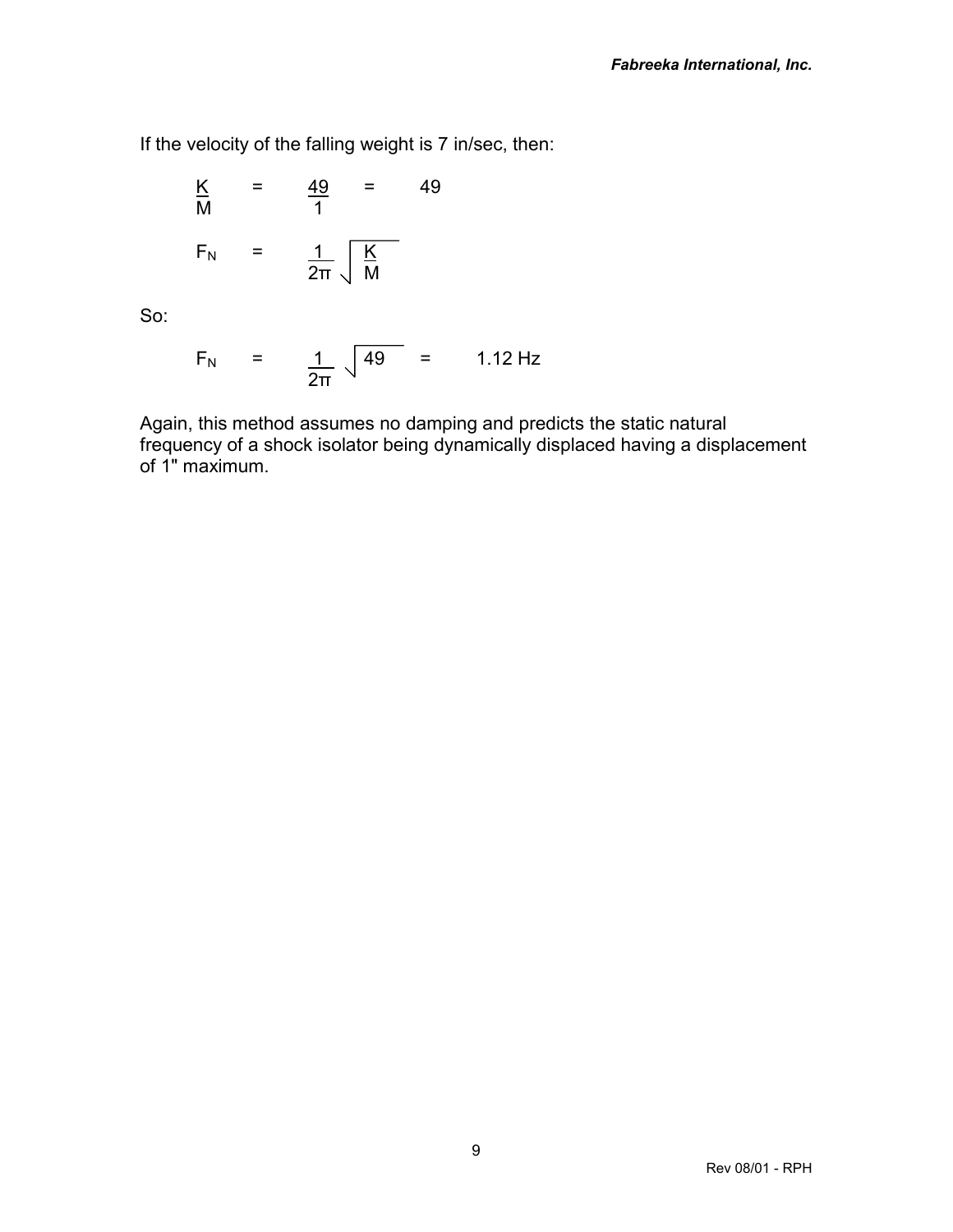If the velocity of the falling weight is 7 in/sec, then:

$$\frac{K}{M} = \frac{49}{1} = 49$$

$$F_N = \frac{1}{2\pi}\sqrt{\frac{K}{M}}$$

So:

$$F_N = \frac{1}{2\pi}\sqrt{49} = 1.12 \text{ Hz}$$

Again, this method assumes no damping and predicts the static natural frequency of a shock isolator being dynamically displaced having a displacement of 1" maximum.